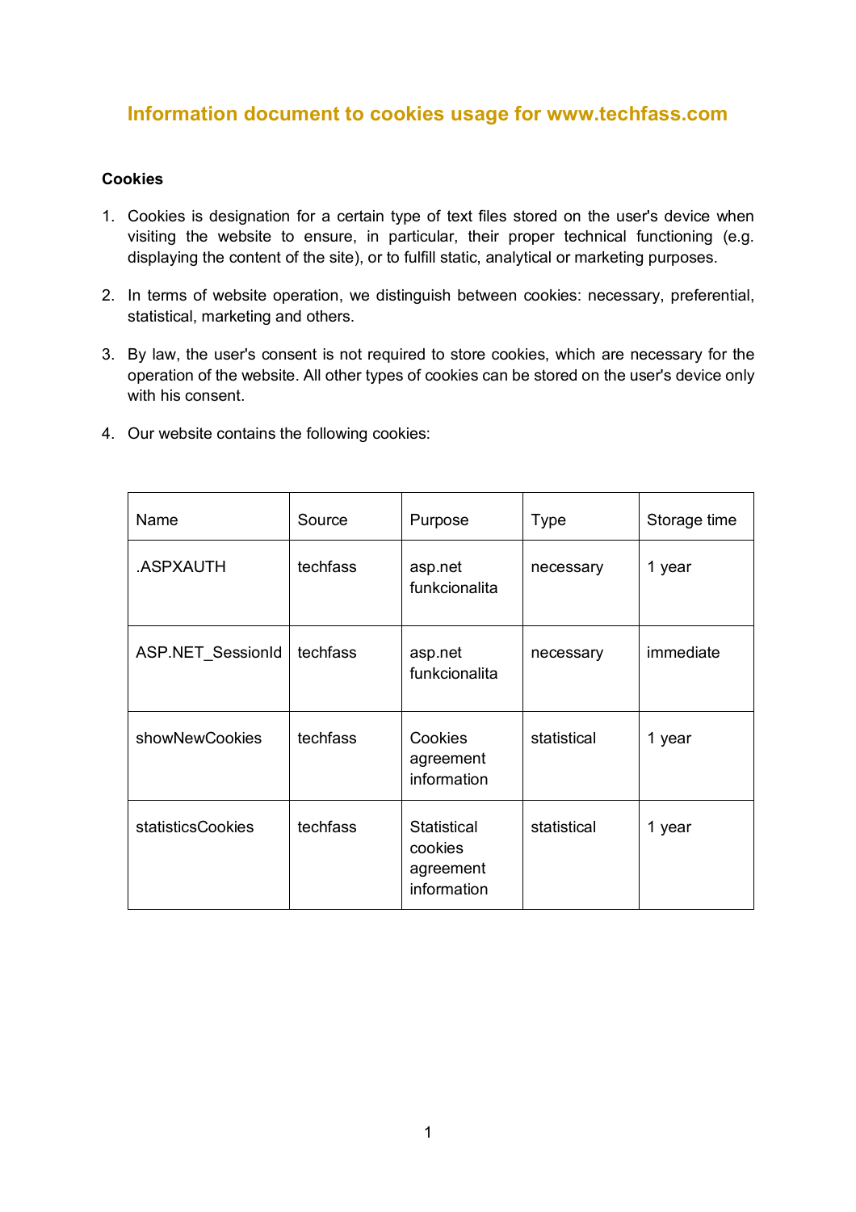# Information document to cookies usage for www.techfass.com

**Cookies**

1. Cookies is designation for a certain type of text files stored on the user's device when visiting the website to ensure, in particular, their proper technical functioning (e.g. displaying the content of the site), or to fulfill static, analytical or marketing purposes.

2. In terms of website operation, we distinguish between cookies: necessary, preferential, statistical, marketing and others.

3. By law, the user's consent is not required to store cookies, which are necessary for the operation of the website. All other types of cookies can be stored on the user's device only with his consent.

4. Our website contains the following cookies:

| Name | Source | Purpose | Type | Storage time |
|---|---|---|---|---|
| .ASPXAUTH | techfass | asp.net funkcionalita | necessary | 1 year |
| ASP.NET_SessionId | techfass | asp.net funkcionalita | necessary | immediate |
| showNewCookies | techfass | Cookies agreement information | statistical | 1 year |
| statisticsCookies | techfass | Statistical cookies agreement information | statistical | 1 year |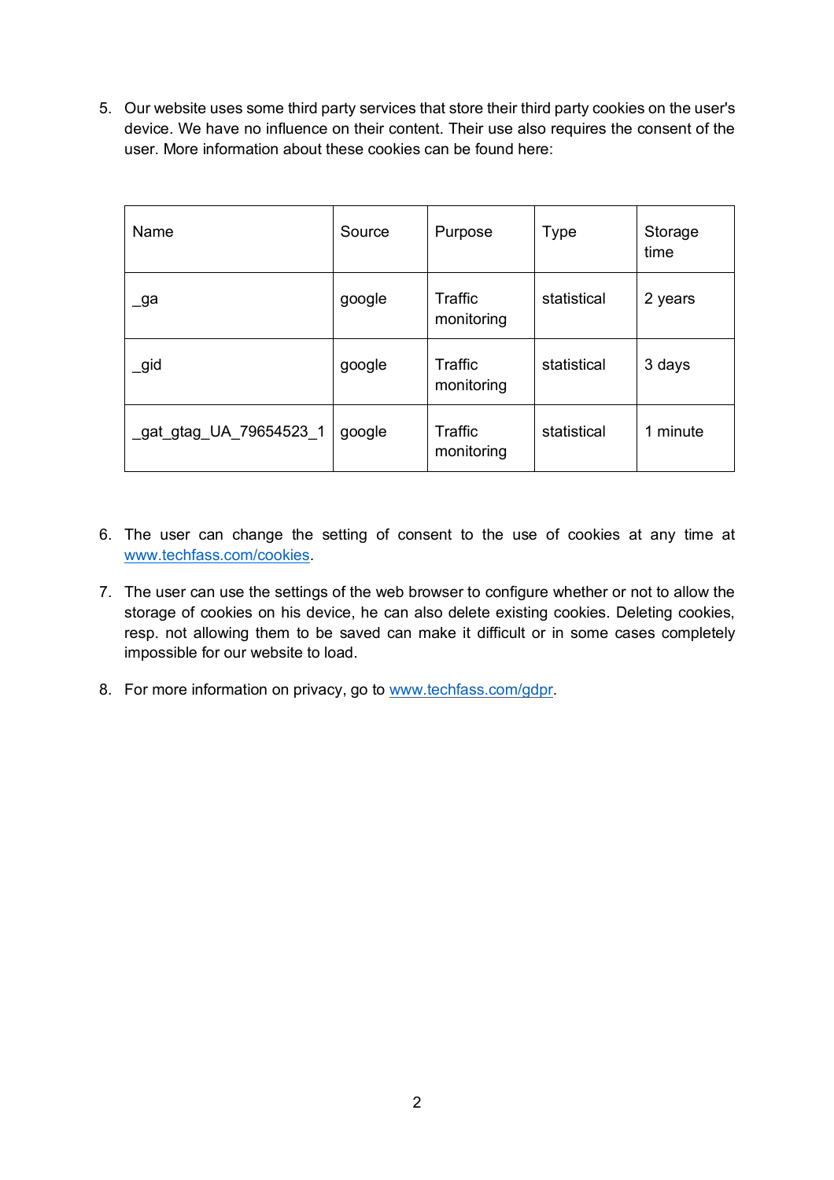5. Our website uses some third party services that store their third party cookies on the user's device. We have no influence on their content. Their use also requires the consent of the user. More information about these cookies can be found here:

| Name | Source | Purpose | Type | Storage time |
| --- | --- | --- | --- | --- |
| _ga | google | Traffic monitoring | statistical | 2 years |
| _gid | google | Traffic monitoring | statistical | 3 days |
| _gat_gtag_UA_79654523_1 | google | Traffic monitoring | statistical | 1 minute |

6. The user can change the setting of consent to the use of cookies at any time at [www.techfass.com/cookies](www.techfass.com/cookies).

7. The user can use the settings of the web browser to configure whether or not to allow the storage of cookies on his device, he can also delete existing cookies. Deleting cookies, resp. not allowing them to be saved can make it difficult or in some cases completely impossible for our website to load.

8. For more information on privacy, go to [www.techfass.com/gdpr](www.techfass.com/gdpr).